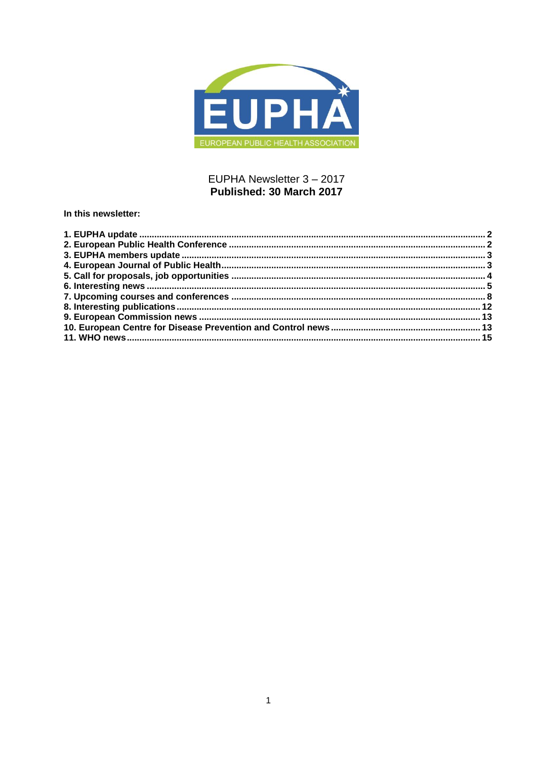EUPHA

EUROPEAN PUBLIC HEALTH ASSOCIATION

# EUPHA Newsletter 3 – 2017

**Published: 30 March 2017**

**In this newsletter:**

**1. EUPHA update ........................................................................ 2**
**2. European Public Health Conference ........................................... 2**
**3. EUPHA members update ........................................................ 3**
**4. European Journal of Public Health ............................................. 3**
**5. Call for proposals, job opportunities .......................................... 4**
**6. Interesting news .................................................................... 5**
**7. Upcoming courses and conferences ........................................... 8**
**8. Interesting publications ......................................................... 12**
**9. European Commission news .................................................. 13**
**10. European Centre for Disease Prevention and Control news ......... 13**
**11. WHO news ......................................................................... 15**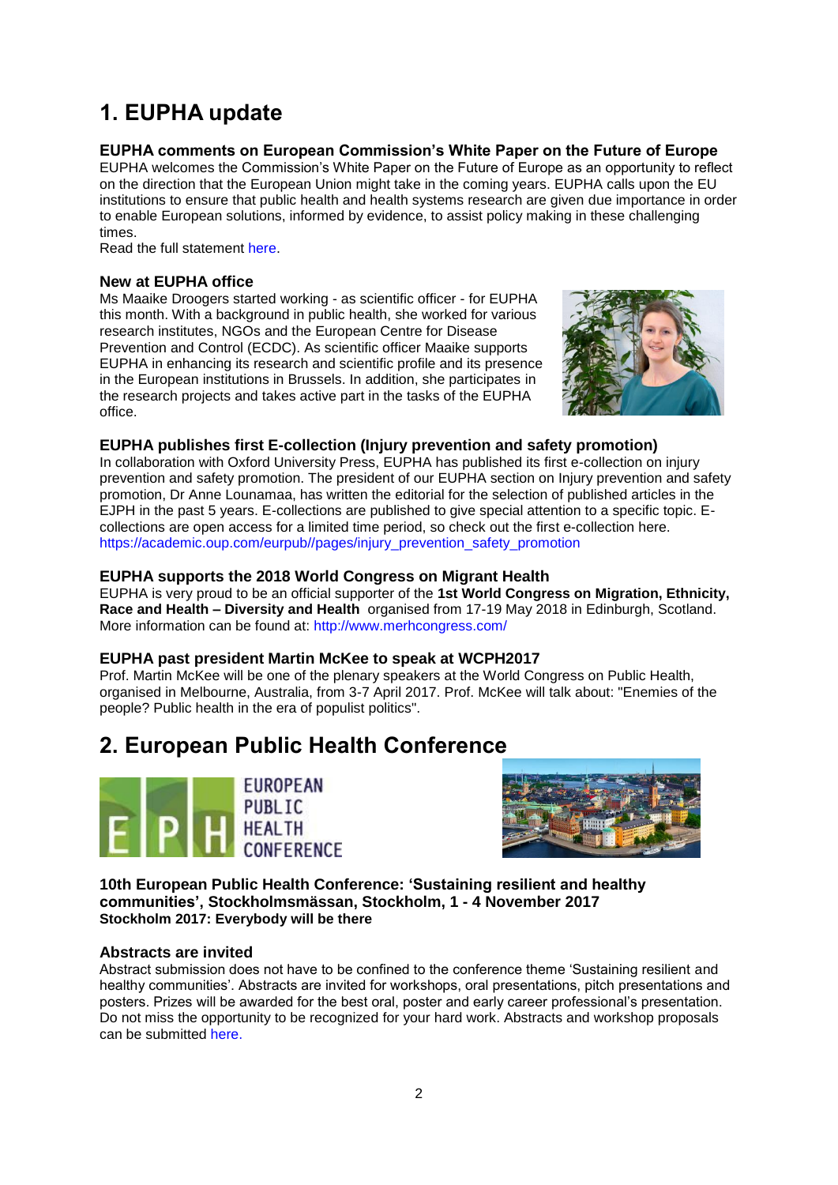# 1. EUPHA update

### EUPHA comments on European Commission's White Paper on the Future of Europe

EUPHA welcomes the Commission's White Paper on the Future of Europe as an opportunity to reflect on the direction that the European Union might take in the coming years. EUPHA calls upon the EU institutions to ensure that public health and health systems research are given due importance in order to enable European solutions, informed by evidence, to assist policy making in these challenging times.
Read the full statement here.

### New at EUPHA office

Ms Maaike Droogers started working - as scientific officer - for EUPHA this month. With a background in public health, she worked for various research institutes, NGOs and the European Centre for Disease Prevention and Control (ECDC). As scientific officer Maaike supports EUPHA in enhancing its research and scientific profile and its presence in the European institutions in Brussels. In addition, she participates in the research projects and takes active part in the tasks of the EUPHA office.

### EUPHA publishes first E-collection (Injury prevention and safety promotion)

In collaboration with Oxford University Press, EUPHA has published its first e-collection on injury prevention and safety promotion. The president of our EUPHA section on Injury prevention and safety promotion, Dr Anne Lounamaa, has written the editorial for the selection of published articles in the EJPH in the past 5 years. E-collections are published to give special attention to a specific topic. E-collections are open access for a limited time period, so check out the first e-collection here.
https://academic.oup.com/eurpub//pages/injury_prevention_safety_promotion

### EUPHA supports the 2018 World Congress on Migrant Health

EUPHA is very proud to be an official supporter of the **1st World Congress on Migration, Ethnicity, Race and Health – Diversity and Health** organised from 17-19 May 2018 in Edinburgh, Scotland. More information can be found at: http://www.merhcongress.com/

### EUPHA past president Martin McKee to speak at WCPH2017

Prof. Martin McKee will be one of the plenary speakers at the World Congress on Public Health, organised in Melbourne, Australia, from 3-7 April 2017. Prof. McKee will talk about: "Enemies of the people? Public health in the era of populist politics".

# 2. European Public Health Conference

EUROPEAN PUBLIC HEALTH CONFERENCE

### 10th European Public Health Conference: 'Sustaining resilient and healthy communities', Stockholmsmässan, Stockholm, 1 - 4 November 2017

**Stockholm 2017: Everybody will be there**

### Abstracts are invited

Abstract submission does not have to be confined to the conference theme 'Sustaining resilient and healthy communities'. Abstracts are invited for workshops, oral presentations, pitch presentations and posters. Prizes will be awarded for the best oral, poster and early career professional's presentation. Do not miss the opportunity to be recognized for your hard work. Abstracts and workshop proposals can be submitted here.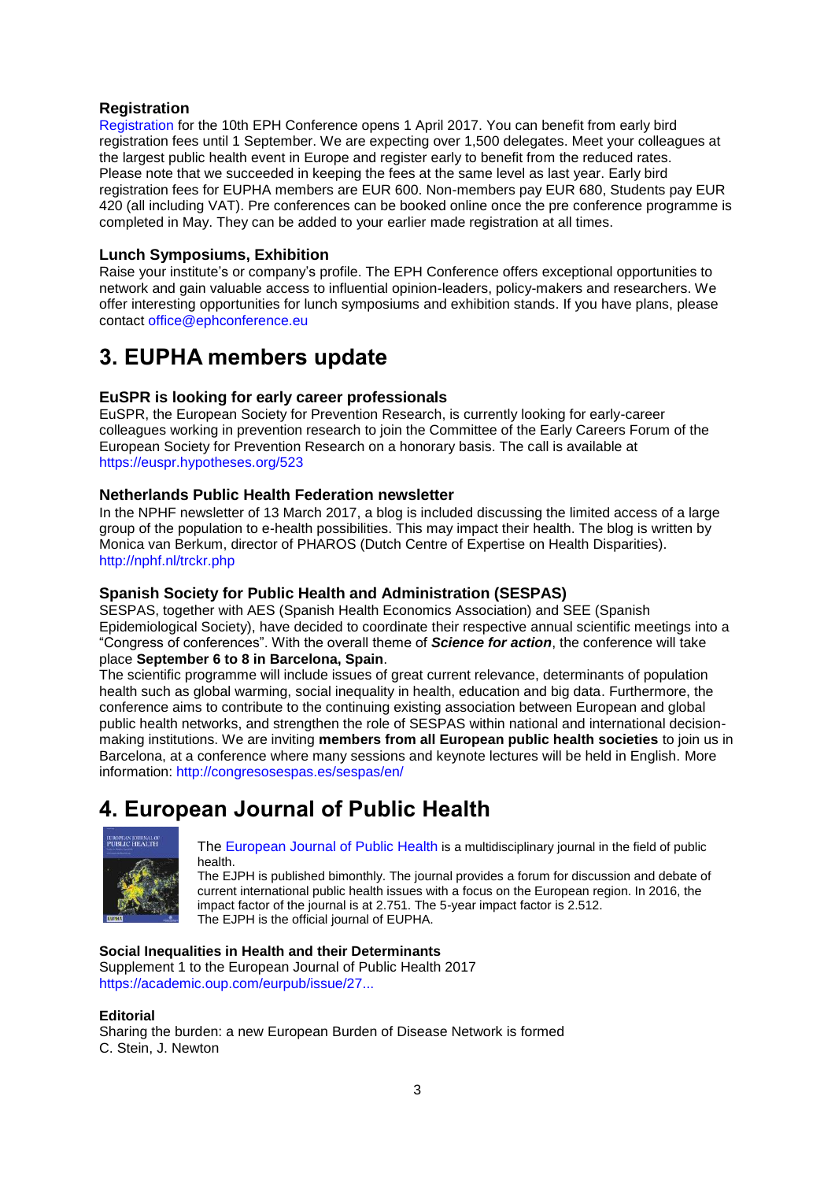### Registration

Registration for the 10th EPH Conference opens 1 April 2017. You can benefit from early bird registration fees until 1 September. We are expecting over 1,500 delegates. Meet your colleagues at the largest public health event in Europe and register early to benefit from the reduced rates. Please note that we succeeded in keeping the fees at the same level as last year. Early bird registration fees for EUPHA members are EUR 600. Non-members pay EUR 680, Students pay EUR 420 (all including VAT). Pre conferences can be booked online once the pre conference programme is completed in May. They can be added to your earlier made registration at all times.

### Lunch Symposiums, Exhibition

Raise your institute's or company's profile. The EPH Conference offers exceptional opportunities to network and gain valuable access to influential opinion-leaders, policy-makers and researchers. We offer interesting opportunities for lunch symposiums and exhibition stands. If you have plans, please contact office@ephconference.eu

## 3. EUPHA members update

### EuSPR is looking for early career professionals

EuSPR, the European Society for Prevention Research, is currently looking for early-career colleagues working in prevention research to join the Committee of the Early Careers Forum of the European Society for Prevention Research on a honorary basis. The call is available at https://euspr.hypotheses.org/523

### Netherlands Public Health Federation newsletter

In the NPHF newsletter of 13 March 2017, a blog is included discussing the limited access of a large group of the population to e-health possibilities. This may impact their health. The blog is written by Monica van Berkum, director of PHAROS (Dutch Centre of Expertise on Health Disparities). http://nphf.nl/trckr.php

### Spanish Society for Public Health and Administration (SESPAS)

SESPAS, together with AES (Spanish Health Economics Association) and SEE (Spanish Epidemiological Society), have decided to coordinate their respective annual scientific meetings into a "Congress of conferences". With the overall theme of ***Science for action***, the conference will take place **September 6 to 8 in Barcelona, Spain**.

The scientific programme will include issues of great current relevance, determinants of population health such as global warming, social inequality in health, education and big data. Furthermore, the conference aims to contribute to the continuing existing association between European and global public health networks, and strengthen the role of SESPAS within national and international decision-making institutions. We are inviting **members from all European public health societies** to join us in Barcelona, at a conference where many sessions and keynote lectures will be held in English. More information: http://congresosespas.es/sespas/en/

## 4. European Journal of Public Health

The European Journal of Public Health is a multidisciplinary journal in the field of public health.

The EJPH is published bimonthly. The journal provides a forum for discussion and debate of current international public health issues with a focus on the European region. In 2016, the impact factor of the journal is at 2.751. The 5-year impact factor is 2.512.

The EJPH is the official journal of EUPHA.

**Social Inequalities in Health and their Determinants**

Supplement 1 to the European Journal of Public Health 2017

https://academic.oup.com/eurpub/issue/27...

**Editorial**

Sharing the burden: a new European Burden of Disease Network is formed

C. Stein, J. Newton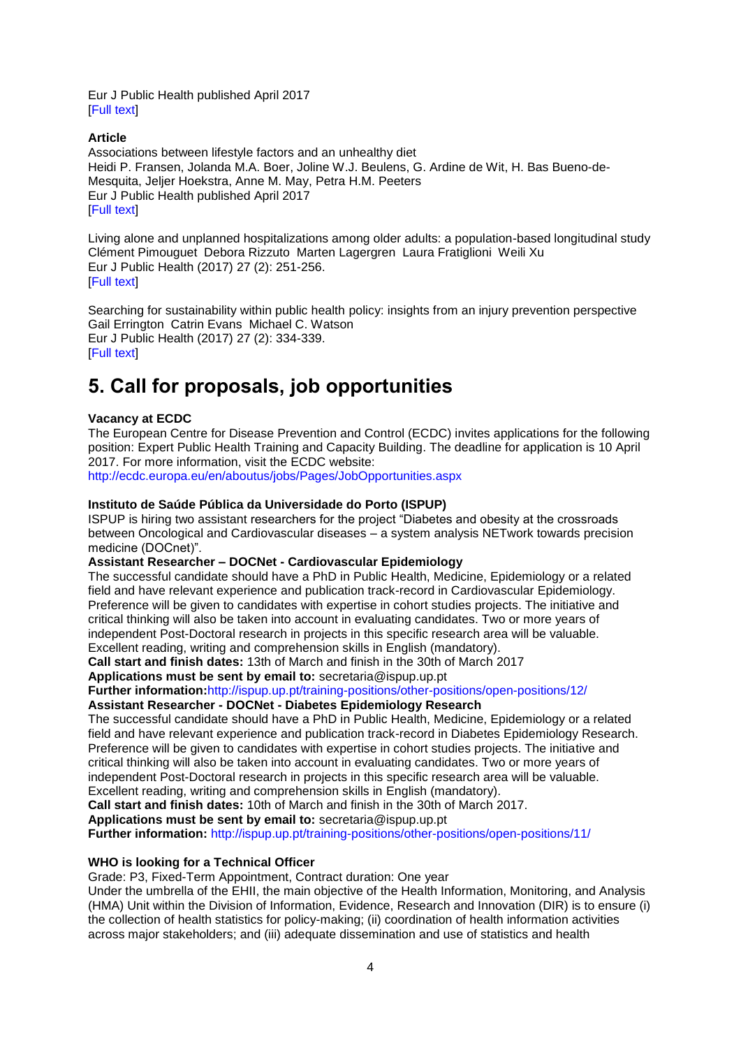Eur J Public Health published April 2017
[Full text]

**Article**
Associations between lifestyle factors and an unhealthy diet
Heidi P. Fransen, Jolanda M.A. Boer, Joline W.J. Beulens, G. Ardine de Wit, H. Bas Bueno-de-Mesquita, Jeljer Hoekstra, Anne M. May, Petra H.M. Peeters
Eur J Public Health published April 2017
[Full text]

Living alone and unplanned hospitalizations among older adults: a population-based longitudinal study
Clément Pimouguet  Debora Rizzuto  Marten Lagergren  Laura Fratiglioni  Weili Xu
Eur J Public Health (2017) 27 (2): 251-256.
[Full text]

Searching for sustainability within public health policy: insights from an injury prevention perspective
Gail Errington  Catrin Evans  Michael C. Watson
Eur J Public Health (2017) 27 (2): 334-339.
[Full text]

# 5. Call for proposals, job opportunities

**Vacancy at ECDC**
The European Centre for Disease Prevention and Control (ECDC) invites applications for the following position: Expert Public Health Training and Capacity Building. The deadline for application is 10 April 2017. For more information, visit the ECDC website:
http://ecdc.europa.eu/en/aboutus/jobs/Pages/JobOpportunities.aspx

**Instituto de Saúde Pública da Universidade do Porto (ISPUP)**
ISPUP is hiring two assistant researchers for the project "Diabetes and obesity at the crossroads between Oncological and Cardiovascular diseases – a system analysis NETwork towards precision medicine (DOCnet)".

**Assistant Researcher – DOCNet - Cardiovascular Epidemiology**
The successful candidate should have a PhD in Public Health, Medicine, Epidemiology or a related field and have relevant experience and publication track-record in Cardiovascular Epidemiology. Preference will be given to candidates with expertise in cohort studies projects. The initiative and critical thinking will also be taken into account in evaluating candidates. Two or more years of independent Post-Doctoral research in projects in this specific research area will be valuable. Excellent reading, writing and comprehension skills in English (mandatory).
**Call start and finish dates:** 13th of March and finish in the 30th of March 2017
**Applications must be sent by email to:** secretaria@ispup.up.pt
**Further information:**http://ispup.up.pt/training-positions/other-positions/open-positions/12/

**Assistant Researcher - DOCNet - Diabetes Epidemiology Research**
The successful candidate should have a PhD in Public Health, Medicine, Epidemiology or a related field and have relevant experience and publication track-record in Diabetes Epidemiology Research. Preference will be given to candidates with expertise in cohort studies projects. The initiative and critical thinking will also be taken into account in evaluating candidates. Two or more years of independent Post-Doctoral research in projects in this specific research area will be valuable. Excellent reading, writing and comprehension skills in English (mandatory).
**Call start and finish dates:** 10th of March and finish in the 30th of March 2017.
**Applications must be sent by email to:** secretaria@ispup.up.pt
**Further information:** http://ispup.up.pt/training-positions/other-positions/open-positions/11/

**WHO is looking for a Technical Officer**
Grade: P3, Fixed-Term Appointment, Contract duration: One year
Under the umbrella of the EHII, the main objective of the Health Information, Monitoring, and Analysis (HMA) Unit within the Division of Information, Evidence, Research and Innovation (DIR) is to ensure (i) the collection of health statistics for policy-making; (ii) coordination of health information activities across major stakeholders; and (iii) adequate dissemination and use of statistics and health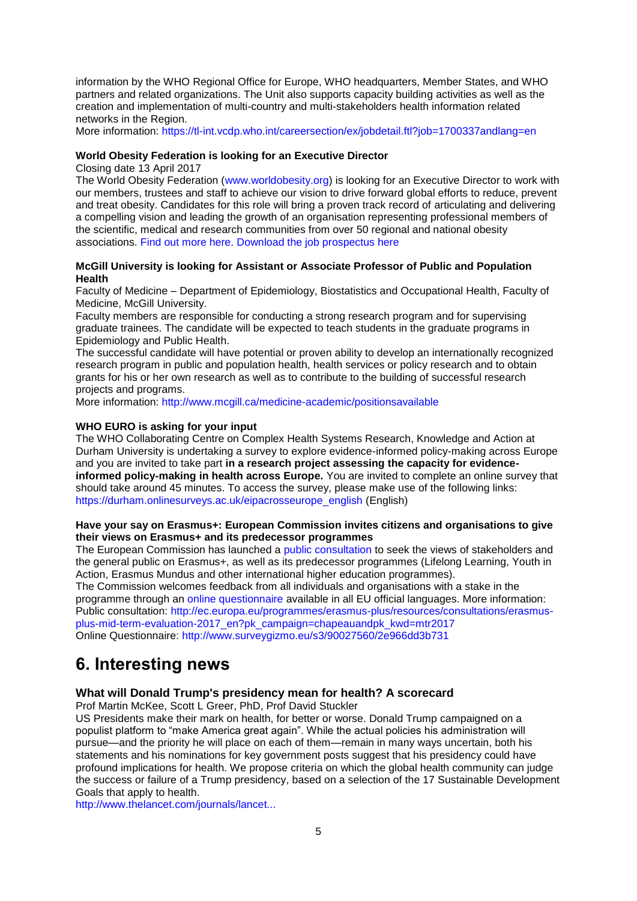information by the WHO Regional Office for Europe, WHO headquarters, Member States, and WHO partners and related organizations. The Unit also supports capacity building activities as well as the creation and implementation of multi-country and multi-stakeholders health information related networks in the Region.
More information: https://tl-int.vcdp.who.int/careersection/ex/jobdetail.ftl?job=1700337andlang=en

**World Obesity Federation is looking for an Executive Director**
Closing date 13 April 2017
The World Obesity Federation (www.worldobesity.org) is looking for an Executive Director to work with our members, trustees and staff to achieve our vision to drive forward global efforts to reduce, prevent and treat obesity. Candidates for this role will bring a proven track record of articulating and delivering a compelling vision and leading the growth of an organisation representing professional members of the scientific, medical and research communities from over 50 regional and national obesity associations. Find out more here. Download the job prospectus here

**McGill University is looking for Assistant or Associate Professor of Public and Population Health**
Faculty of Medicine – Department of Epidemiology, Biostatistics and Occupational Health, Faculty of Medicine, McGill University.
Faculty members are responsible for conducting a strong research program and for supervising graduate trainees. The candidate will be expected to teach students in the graduate programs in Epidemiology and Public Health.
The successful candidate will have potential or proven ability to develop an internationally recognized research program in public and population health, health services or policy research and to obtain grants for his or her own research as well as to contribute to the building of successful research projects and programs.
More information: http://www.mcgill.ca/medicine-academic/positionsavailable

**WHO EURO is asking for your input**
The WHO Collaborating Centre on Complex Health Systems Research, Knowledge and Action at Durham University is undertaking a survey to explore evidence-informed policy-making across Europe and you are invited to take part **in a research project assessing the capacity for evidence-informed policy-making in health across Europe.** You are invited to complete an online survey that should take around 45 minutes. To access the survey, please make use of the following links: https://durham.onlinesurveys.ac.uk/eipacrosseurope_english (English)

**Have your say on Erasmus+: European Commission invites citizens and organisations to give their views on Erasmus+ and its predecessor programmes**
The European Commission has launched a public consultation to seek the views of stakeholders and the general public on Erasmus+, as well as its predecessor programmes (Lifelong Learning, Youth in Action, Erasmus Mundus and other international higher education programmes).
The Commission welcomes feedback from all individuals and organisations with a stake in the programme through an online questionnaire available in all EU official languages. More information:
Public consultation: http://ec.europa.eu/programmes/erasmus-plus/resources/consultations/erasmus-plus-mid-term-evaluation-2017_en?pk_campaign=chapeauandpk_kwd=mtr2017
Online Questionnaire: http://www.surveygizmo.eu/s3/90027560/2e966dd3b731

# 6. Interesting news

### What will Donald Trump's presidency mean for health? A scorecard

Prof Martin McKee, Scott L Greer, PhD, Prof David Stuckler
US Presidents make their mark on health, for better or worse. Donald Trump campaigned on a populist platform to "make America great again". While the actual policies his administration will pursue—and the priority he will place on each of them—remain in many ways uncertain, both his statements and his nominations for key government posts suggest that his presidency could have profound implications for health. We propose criteria on which the global health community can judge the success or failure of a Trump presidency, based on a selection of the 17 Sustainable Development Goals that apply to health.
http://www.thelancet.com/journals/lancet...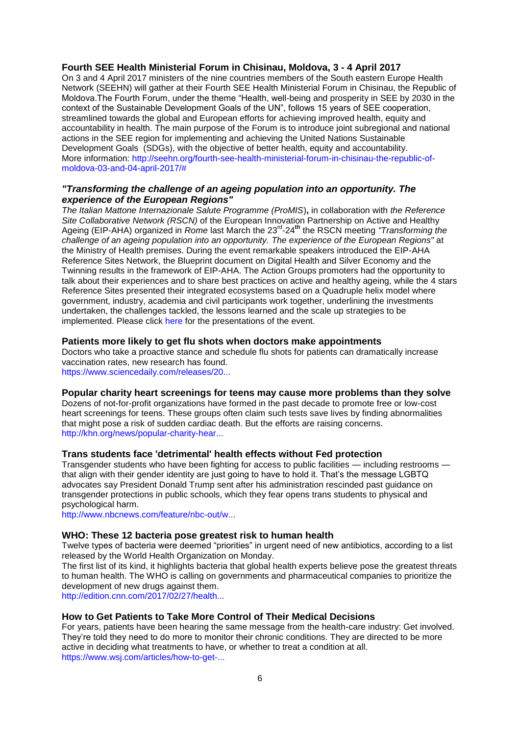### Fourth SEE Health Ministerial Forum in Chisinau, Moldova, 3 - 4 April 2017

On 3 and 4 April 2017 ministers of the nine countries members of the South eastern Europe Health Network (SEEHN) will gather at their Fourth SEE Health Ministerial Forum in Chisinau, the Republic of Moldova.The Fourth Forum, under the theme "Health, well-being and prosperity in SEE by 2030 in the context of the Sustainable Development Goals of the UN", follows 15 years of SEE cooperation, streamlined towards the global and European efforts for achieving improved health, equity and accountability in health. The main purpose of the Forum is to introduce joint subregional and national actions in the SEE region for implementing and achieving the United Nations Sustainable Development Goals (SDGs), with the objective of better health, equity and accountability.
More information: http://seehn.org/fourth-see-health-ministerial-forum-in-chisinau-the-republic-of-moldova-03-and-04-april-2017/#

### *"Transforming the challenge of an ageing population into an opportunity. The experience of the European Regions"*

*The Italian Mattone Internazionale Salute Programme (ProMIS)*, in collaboration with *the Reference Site Collaborative Network (RSCN)* of the European Innovation Partnership on Active and Healthy Ageing (EIP-AHA) organized in *Rome* last March the 23rd-24th the RSCN meeting *"Transforming the challenge of an ageing population into an opportunity. The experience of the European Regions"* at the Ministry of Health premises. During the event remarkable speakers introduced the EIP-AHA Reference Sites Network, the Blueprint document on Digital Health and Silver Economy and the Twinning results in the framework of EIP-AHA. The Action Groups promoters had the opportunity to talk about their experiences and to share best practices on active and healthy ageing, while the 4 stars Reference Sites presented their integrated ecosystems based on a Quadruple helix model where government, industry, academia and civil participants work together, underlining the investments undertaken, the challenges tackled, the lessons learned and the scale up strategies to be implemented. Please click here for the presentations of the event.

### Patients more likely to get flu shots when doctors make appointments

Doctors who take a proactive stance and schedule flu shots for patients can dramatically increase vaccination rates, new research has found.
https://www.sciencedaily.com/releases/20...

### Popular charity heart screenings for teens may cause more problems than they solve

Dozens of not-for-profit organizations have formed in the past decade to promote free or low-cost heart screenings for teens. These groups often claim such tests save lives by finding abnormalities that might pose a risk of sudden cardiac death. But the efforts are raising concerns.
http://khn.org/news/popular-charity-hear...

### Trans students face 'detrimental' health effects without Fed protection

Transgender students who have been fighting for access to public facilities — including restrooms — that align with their gender identity are just going to have to hold it. That's the message LGBTQ advocates say President Donald Trump sent after his administration rescinded past guidance on transgender protections in public schools, which they fear opens trans students to physical and psychological harm.
http://www.nbcnews.com/feature/nbc-out/w...

### WHO: These 12 bacteria pose greatest risk to human health

Twelve types of bacteria were deemed "priorities" in urgent need of new antibiotics, according to a list released by the World Health Organization on Monday.
The first list of its kind, it highlights bacteria that global health experts believe pose the greatest threats to human health. The WHO is calling on governments and pharmaceutical companies to prioritize the development of new drugs against them.
http://edition.cnn.com/2017/02/27/health...

### How to Get Patients to Take More Control of Their Medical Decisions

For years, patients have been hearing the same message from the health-care industry: Get involved. They're told they need to do more to monitor their chronic conditions. They are directed to be more active in deciding what treatments to have, or whether to treat a condition at all.
https://www.wsj.com/articles/how-to-get-...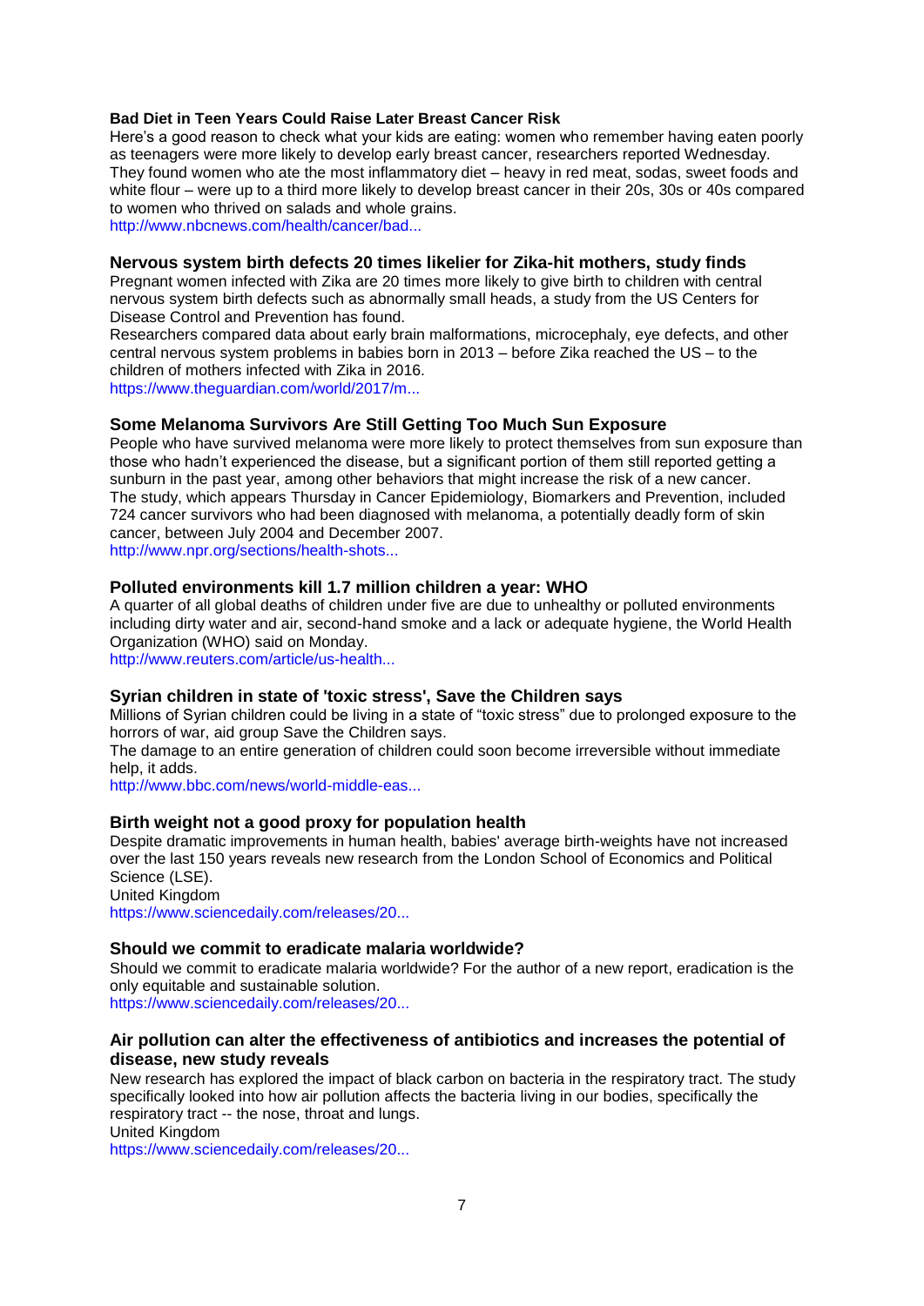### Bad Diet in Teen Years Could Raise Later Breast Cancer Risk

Here's a good reason to check what your kids are eating: women who remember having eaten poorly as teenagers were more likely to develop early breast cancer, researchers reported Wednesday. They found women who ate the most inflammatory diet – heavy in red meat, sodas, sweet foods and white flour – were up to a third more likely to develop breast cancer in their 20s, 30s or 40s compared to women who thrived on salads and whole grains.

http://www.nbcnews.com/health/cancer/bad...

### Nervous system birth defects 20 times likelier for Zika-hit mothers, study finds

Pregnant women infected with Zika are 20 times more likely to give birth to children with central nervous system birth defects such as abnormally small heads, a study from the US Centers for Disease Control and Prevention has found.

Researchers compared data about early brain malformations, microcephaly, eye defects, and other central nervous system problems in babies born in 2013 – before Zika reached the US – to the children of mothers infected with Zika in 2016.

https://www.theguardian.com/world/2017/m...

### Some Melanoma Survivors Are Still Getting Too Much Sun Exposure

People who have survived melanoma were more likely to protect themselves from sun exposure than those who hadn't experienced the disease, but a significant portion of them still reported getting a sunburn in the past year, among other behaviors that might increase the risk of a new cancer.

The study, which appears Thursday in Cancer Epidemiology, Biomarkers and Prevention, included 724 cancer survivors who had been diagnosed with melanoma, a potentially deadly form of skin cancer, between July 2004 and December 2007.

http://www.npr.org/sections/health-shots...

### Polluted environments kill 1.7 million children a year: WHO

A quarter of all global deaths of children under five are due to unhealthy or polluted environments including dirty water and air, second-hand smoke and a lack or adequate hygiene, the World Health Organization (WHO) said on Monday.

http://www.reuters.com/article/us-health...

### Syrian children in state of 'toxic stress', Save the Children says

Millions of Syrian children could be living in a state of "toxic stress" due to prolonged exposure to the horrors of war, aid group Save the Children says.

The damage to an entire generation of children could soon become irreversible without immediate help, it adds.

http://www.bbc.com/news/world-middle-eas...

### Birth weight not a good proxy for population health

Despite dramatic improvements in human health, babies' average birth-weights have not increased over the last 150 years reveals new research from the London School of Economics and Political Science (LSE).

United Kingdom

https://www.sciencedaily.com/releases/20...

### Should we commit to eradicate malaria worldwide?

Should we commit to eradicate malaria worldwide? For the author of a new report, eradication is the only equitable and sustainable solution.

https://www.sciencedaily.com/releases/20...

### Air pollution can alter the effectiveness of antibiotics and increases the potential of disease, new study reveals

New research has explored the impact of black carbon on bacteria in the respiratory tract. The study specifically looked into how air pollution affects the bacteria living in our bodies, specifically the respiratory tract -- the nose, throat and lungs.

United Kingdom

https://www.sciencedaily.com/releases/20...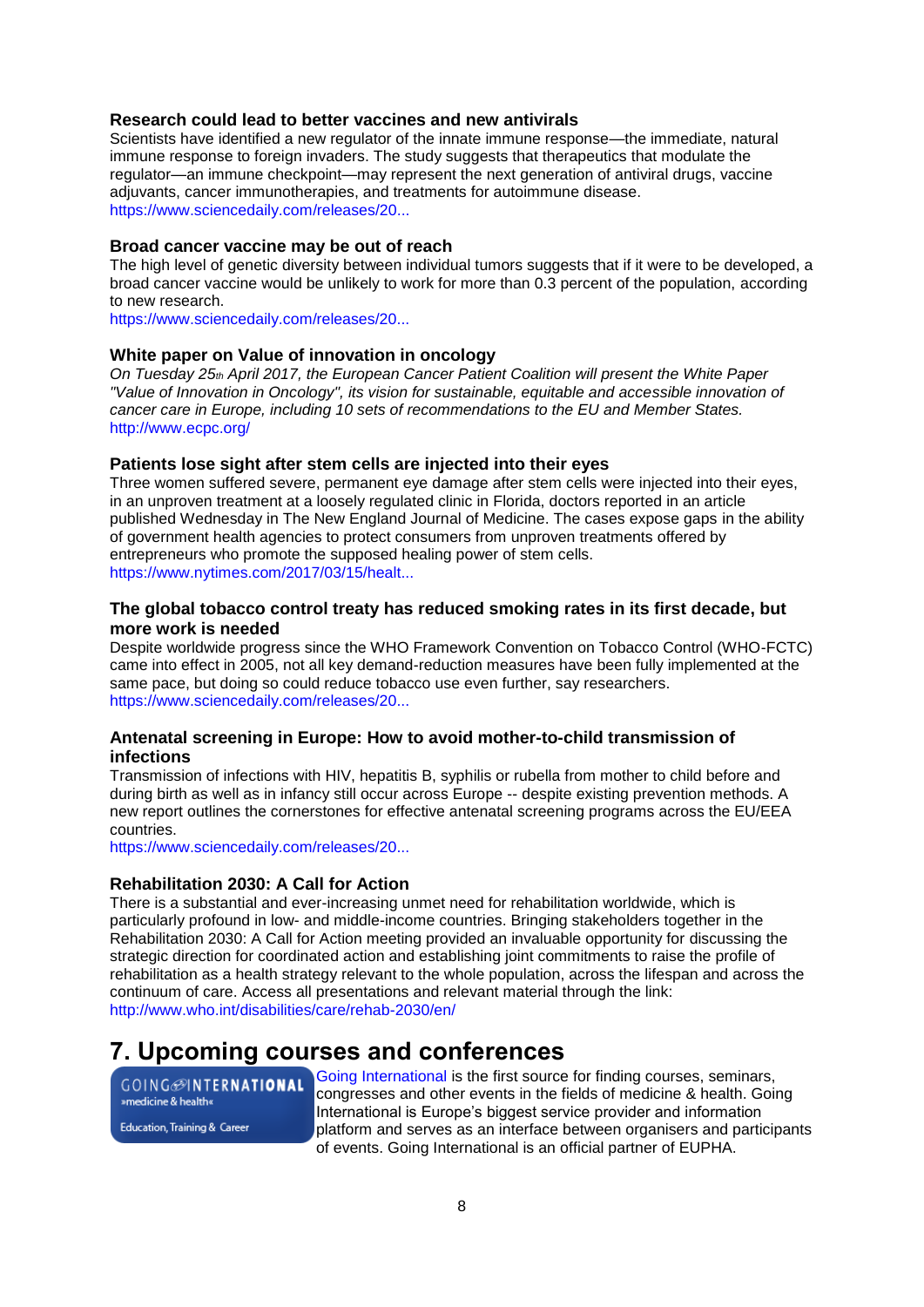### Research could lead to better vaccines and new antivirals

Scientists have identified a new regulator of the innate immune response—the immediate, natural immune response to foreign invaders. The study suggests that therapeutics that modulate the regulator—an immune checkpoint—may represent the next generation of antiviral drugs, vaccine adjuvants, cancer immunotherapies, and treatments for autoimmune disease.
https://www.sciencedaily.com/releases/20...

### Broad cancer vaccine may be out of reach

The high level of genetic diversity between individual tumors suggests that if it were to be developed, a broad cancer vaccine would be unlikely to work for more than 0.3 percent of the population, according to new research.
https://www.sciencedaily.com/releases/20...

### White paper on Value of innovation in oncology

*On Tuesday 25th April 2017, the European Cancer Patient Coalition will present the White Paper "Value of Innovation in Oncology", its vision for sustainable, equitable and accessible innovation of cancer care in Europe, including 10 sets of recommendations to the EU and Member States.*
http://www.ecpc.org/

### Patients lose sight after stem cells are injected into their eyes

Three women suffered severe, permanent eye damage after stem cells were injected into their eyes, in an unproven treatment at a loosely regulated clinic in Florida, doctors reported in an article published Wednesday in The New England Journal of Medicine. The cases expose gaps in the ability of government health agencies to protect consumers from unproven treatments offered by entrepreneurs who promote the supposed healing power of stem cells.
https://www.nytimes.com/2017/03/15/healt...

### The global tobacco control treaty has reduced smoking rates in its first decade, but more work is needed

Despite worldwide progress since the WHO Framework Convention on Tobacco Control (WHO-FCTC) came into effect in 2005, not all key demand-reduction measures have been fully implemented at the same pace, but doing so could reduce tobacco use even further, say researchers.
https://www.sciencedaily.com/releases/20...

### Antenatal screening in Europe: How to avoid mother-to-child transmission of infections

Transmission of infections with HIV, hepatitis B, syphilis or rubella from mother to child before and during birth as well as in infancy still occur across Europe -- despite existing prevention methods. A new report outlines the cornerstones for effective antenatal screening programs across the EU/EEA countries.
https://www.sciencedaily.com/releases/20...

### Rehabilitation 2030: A Call for Action

There is a substantial and ever-increasing unmet need for rehabilitation worldwide, which is particularly profound in low- and middle-income countries. Bringing stakeholders together in the Rehabilitation 2030: A Call for Action meeting provided an invaluable opportunity for discussing the strategic direction for coordinated action and establishing joint commitments to raise the profile of rehabilitation as a health strategy relevant to the whole population, across the lifespan and across the continuum of care. Access all presentations and relevant material through the link:
http://www.who.int/disabilities/care/rehab-2030/en/

# 7. Upcoming courses and conferences

GOING INTERNATIONAL »medicine & health« Education, Training & Career

Going International is the first source for finding courses, seminars, congresses and other events in the fields of medicine & health. Going International is Europe's biggest service provider and information platform and serves as an interface between organisers and participants of events. Going International is an official partner of EUPHA.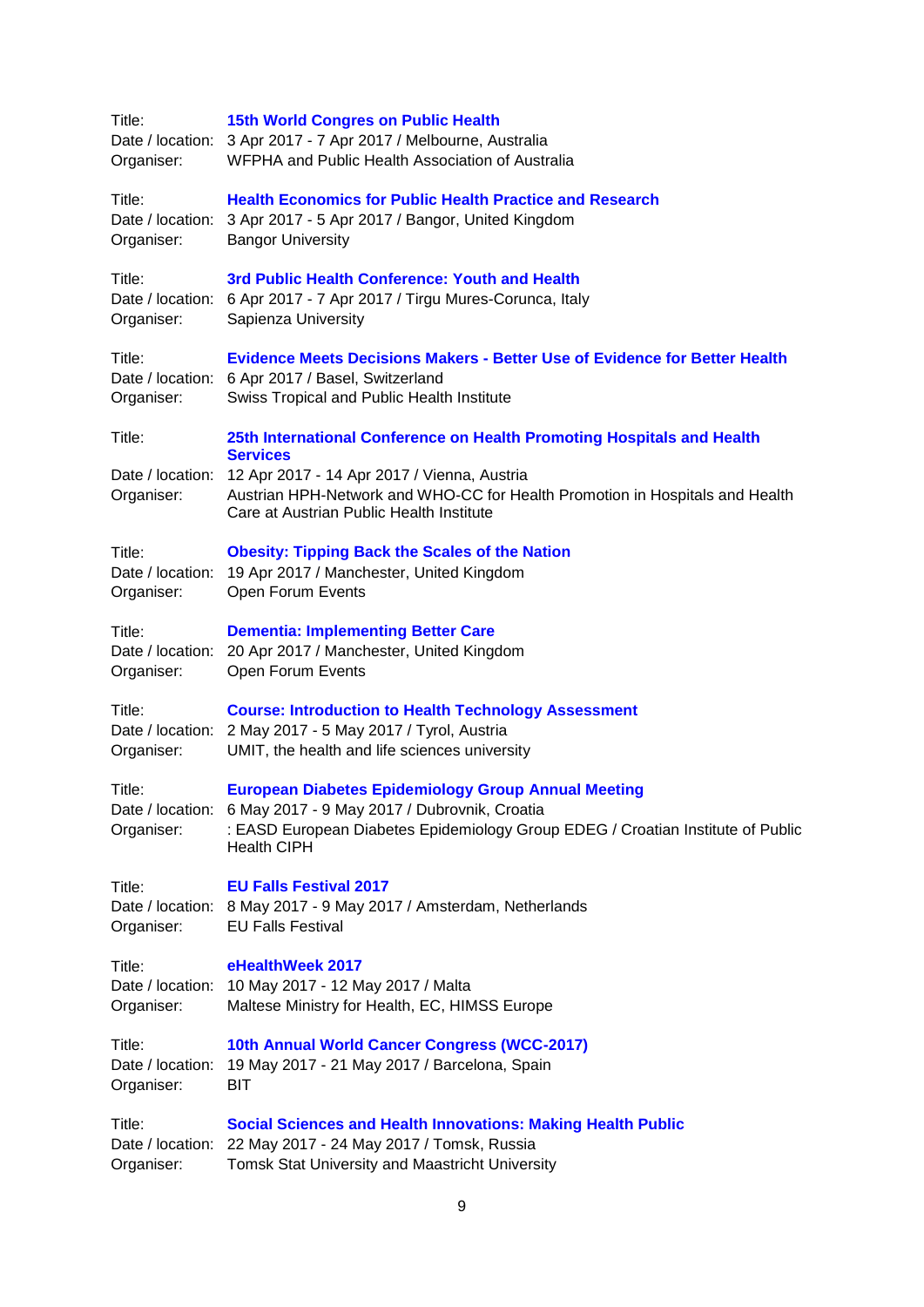Title: **15th World Congres on Public Health**
Date / location: 3 Apr 2017 - 7 Apr 2017 / Melbourne, Australia
Organiser: WFPHA and Public Health Association of Australia

Title: **Health Economics for Public Health Practice and Research**
Date / location: 3 Apr 2017 - 5 Apr 2017 / Bangor, United Kingdom
Organiser: Bangor University

Title: **3rd Public Health Conference: Youth and Health**
Date / location: 6 Apr 2017 - 7 Apr 2017 / Tirgu Mures-Corunca, Italy
Organiser: Sapienza University

Title: **Evidence Meets Decisions Makers - Better Use of Evidence for Better Health**
Date / location: 6 Apr 2017 / Basel, Switzerland
Organiser: Swiss Tropical and Public Health Institute

Title: **25th International Conference on Health Promoting Hospitals and Health Services**
Date / location: 12 Apr 2017 - 14 Apr 2017 / Vienna, Austria
Organiser: Austrian HPH-Network and WHO-CC for Health Promotion in Hospitals and Health Care at Austrian Public Health Institute

Title: **Obesity: Tipping Back the Scales of the Nation**
Date / location: 19 Apr 2017 / Manchester, United Kingdom
Organiser: Open Forum Events

Title: **Dementia: Implementing Better Care**
Date / location: 20 Apr 2017 / Manchester, United Kingdom
Organiser: Open Forum Events

Title: **Course: Introduction to Health Technology Assessment**
Date / location: 2 May 2017 - 5 May 2017 / Tyrol, Austria
Organiser: UMIT, the health and life sciences university

Title: **European Diabetes Epidemiology Group Annual Meeting**
Date / location: 6 May 2017 - 9 May 2017 / Dubrovnik, Croatia
Organiser: : EASD European Diabetes Epidemiology Group EDEG / Croatian Institute of Public Health CIPH

Title: **EU Falls Festival 2017**
Date / location: 8 May 2017 - 9 May 2017 / Amsterdam, Netherlands
Organiser: EU Falls Festival

Title: **eHealthWeek 2017**
Date / location: 10 May 2017 - 12 May 2017 / Malta
Organiser: Maltese Ministry for Health, EC, HIMSS Europe

Title: **10th Annual World Cancer Congress (WCC-2017)**
Date / location: 19 May 2017 - 21 May 2017 / Barcelona, Spain
Organiser: BIT

Title: **Social Sciences and Health Innovations: Making Health Public**
Date / location: 22 May 2017 - 24 May 2017 / Tomsk, Russia
Organiser: Tomsk Stat University and Maastricht University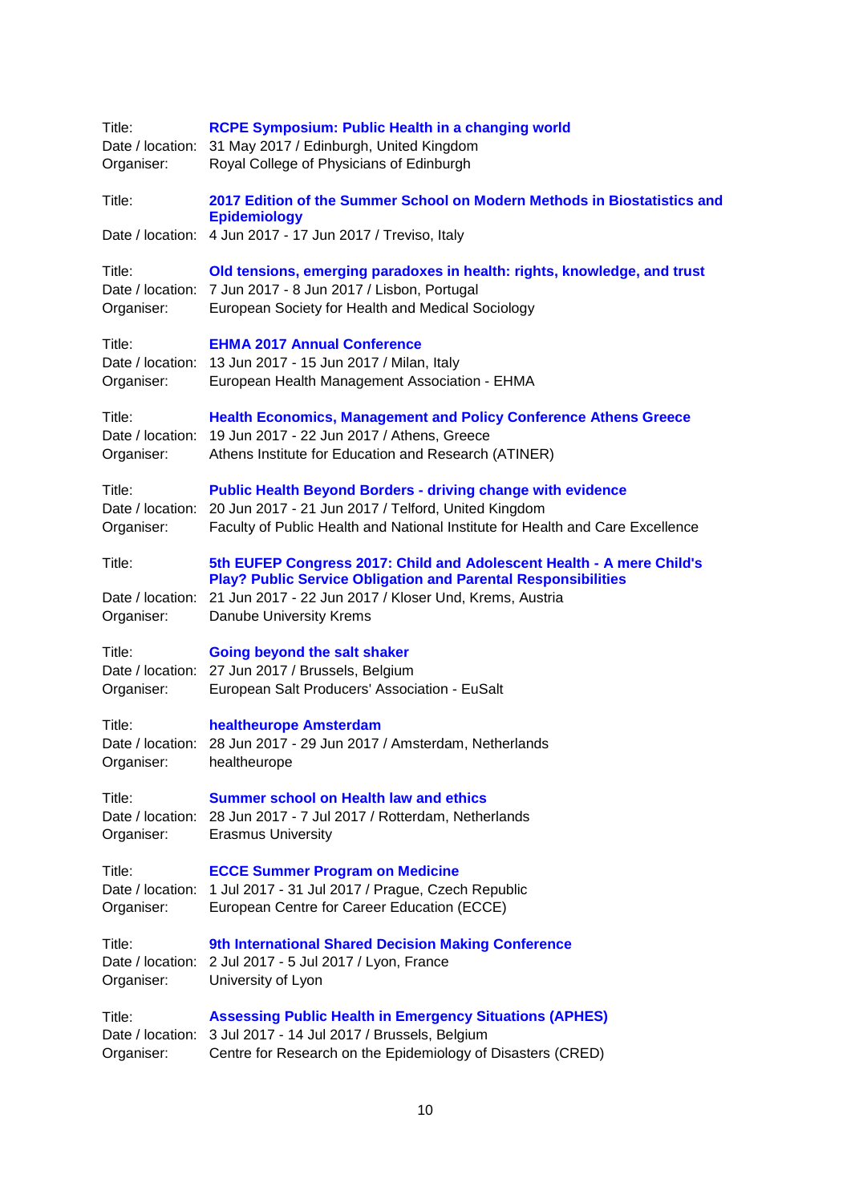Title: **RCPE Symposium: Public Health in a changing world**
Date / location: 31 May 2017 / Edinburgh, United Kingdom
Organiser: Royal College of Physicians of Edinburgh

Title: **2017 Edition of the Summer School on Modern Methods in Biostatistics and Epidemiology**
Date / location: 4 Jun 2017 - 17 Jun 2017 / Treviso, Italy

Title: **Old tensions, emerging paradoxes in health: rights, knowledge, and trust**
Date / location: 7 Jun 2017 - 8 Jun 2017 / Lisbon, Portugal
Organiser: European Society for Health and Medical Sociology

Title: **EHMA 2017 Annual Conference**
Date / location: 13 Jun 2017 - 15 Jun 2017 / Milan, Italy
Organiser: European Health Management Association - EHMA

Title: **Health Economics, Management and Policy Conference Athens Greece**
Date / location: 19 Jun 2017 - 22 Jun 2017 / Athens, Greece
Organiser: Athens Institute for Education and Research (ATINER)

Title: **Public Health Beyond Borders - driving change with evidence**
Date / location: 20 Jun 2017 - 21 Jun 2017 / Telford, United Kingdom
Organiser: Faculty of Public Health and National Institute for Health and Care Excellence

Title: **5th EUFEP Congress 2017: Child and Adolescent Health - A mere Child's Play? Public Service Obligation and Parental Responsibilities**
Date / location: 21 Jun 2017 - 22 Jun 2017 / Kloser Und, Krems, Austria
Organiser: Danube University Krems

Title: **Going beyond the salt shaker**
Date / location: 27 Jun 2017 / Brussels, Belgium
Organiser: European Salt Producers' Association - EuSalt

Title: **healtheurope Amsterdam**
Date / location: 28 Jun 2017 - 29 Jun 2017 / Amsterdam, Netherlands
Organiser: healtheurope

Title: **Summer school on Health law and ethics**
Date / location: 28 Jun 2017 - 7 Jul 2017 / Rotterdam, Netherlands
Organiser: Erasmus University

Title: **ECCE Summer Program on Medicine**
Date / location: 1 Jul 2017 - 31 Jul 2017 / Prague, Czech Republic
Organiser: European Centre for Career Education (ECCE)

Title: **9th International Shared Decision Making Conference**
Date / location: 2 Jul 2017 - 5 Jul 2017 / Lyon, France
Organiser: University of Lyon

Title: **Assessing Public Health in Emergency Situations (APHES)**
Date / location: 3 Jul 2017 - 14 Jul 2017 / Brussels, Belgium
Organiser: Centre for Research on the Epidemiology of Disasters (CRED)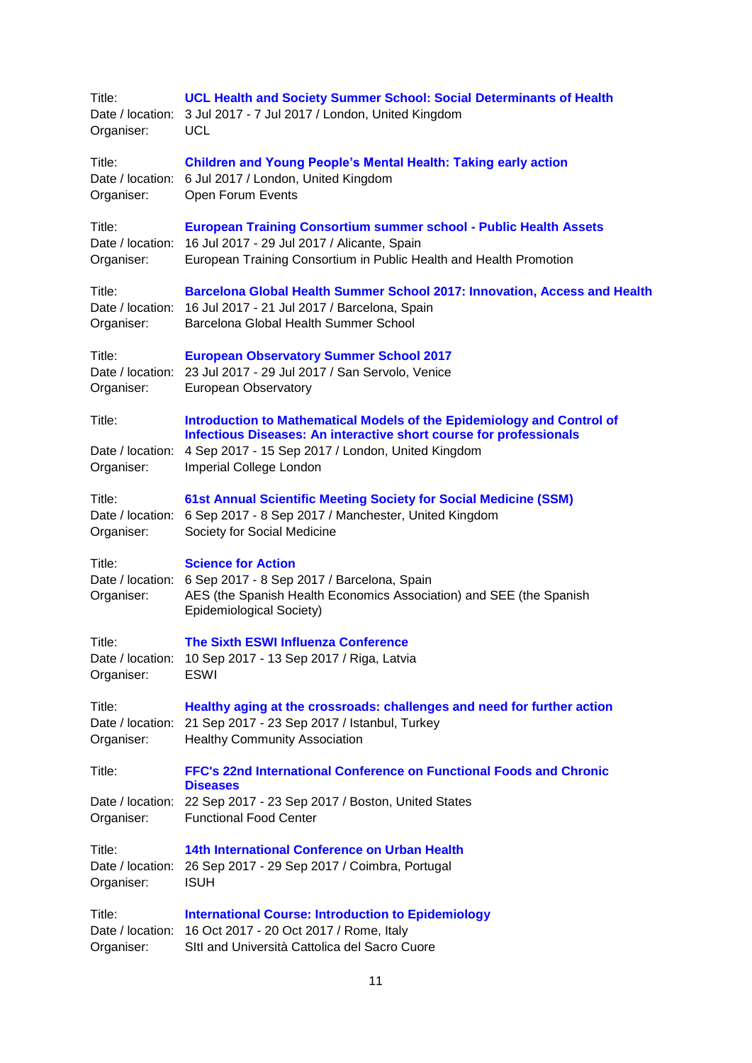Title: **UCL Health and Society Summer School: Social Determinants of Health**
Date / location: 3 Jul 2017 - 7 Jul 2017 / London, United Kingdom
Organiser: UCL

Title: **Children and Young People's Mental Health: Taking early action**
Date / location: 6 Jul 2017 / London, United Kingdom
Organiser: Open Forum Events

Title: **European Training Consortium summer school - Public Health Assets**
Date / location: 16 Jul 2017 - 29 Jul 2017 / Alicante, Spain
Organiser: European Training Consortium in Public Health and Health Promotion

Title: **Barcelona Global Health Summer School 2017: Innovation, Access and Health**
Date / location: 16 Jul 2017 - 21 Jul 2017 / Barcelona, Spain
Organiser: Barcelona Global Health Summer School

Title: **European Observatory Summer School 2017**
Date / location: 23 Jul 2017 - 29 Jul 2017 / San Servolo, Venice
Organiser: European Observatory

Title: **Introduction to Mathematical Models of the Epidemiology and Control of Infectious Diseases: An interactive short course for professionals**
Date / location: 4 Sep 2017 - 15 Sep 2017 / London, United Kingdom
Organiser: Imperial College London

Title: **61st Annual Scientific Meeting Society for Social Medicine (SSM)**
Date / location: 6 Sep 2017 - 8 Sep 2017 / Manchester, United Kingdom
Organiser: Society for Social Medicine

Title: **Science for Action**
Date / location: 6 Sep 2017 - 8 Sep 2017 / Barcelona, Spain
Organiser: AES (the Spanish Health Economics Association) and SEE (the Spanish Epidemiological Society)

Title: **The Sixth ESWI Influenza Conference**
Date / location: 10 Sep 2017 - 13 Sep 2017 / Riga, Latvia
Organiser: ESWI

Title: **Healthy aging at the crossroads: challenges and need for further action**
Date / location: 21 Sep 2017 - 23 Sep 2017 / Istanbul, Turkey
Organiser: Healthy Community Association

Title: **FFC's 22nd International Conference on Functional Foods and Chronic Diseases**
Date / location: 22 Sep 2017 - 23 Sep 2017 / Boston, United States
Organiser: Functional Food Center

Title: **14th International Conference on Urban Health**
Date / location: 26 Sep 2017 - 29 Sep 2017 / Coimbra, Portugal
Organiser: ISUH

Title: **International Course: Introduction to Epidemiology**
Date / location: 16 Oct 2017 - 20 Oct 2017 / Rome, Italy
Organiser: SItI and Università Cattolica del Sacro Cuore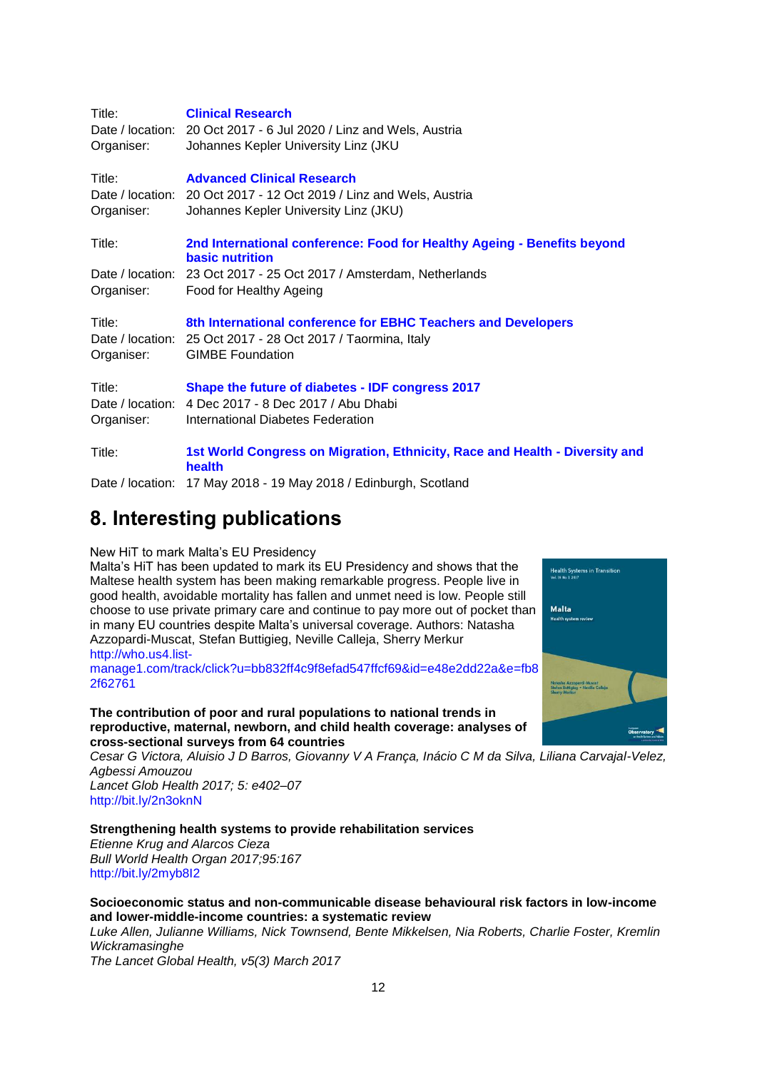Title: **Clinical Research**
Date / location: 20 Oct 2017 - 6 Jul 2020 / Linz and Wels, Austria
Organiser: Johannes Kepler University Linz (JKU

Title: **Advanced Clinical Research**
Date / location: 20 Oct 2017 - 12 Oct 2019 / Linz and Wels, Austria
Organiser: Johannes Kepler University Linz (JKU)

Title: **2nd International conference: Food for Healthy Ageing - Benefits beyond basic nutrition**
Date / location: 23 Oct 2017 - 25 Oct 2017 / Amsterdam, Netherlands
Organiser: Food for Healthy Ageing

Title: **8th International conference for EBHC Teachers and Developers**
Date / location: 25 Oct 2017 - 28 Oct 2017 / Taormina, Italy
Organiser: GIMBE Foundation

Title: **Shape the future of diabetes - IDF congress 2017**
Date / location: 4 Dec 2017 - 8 Dec 2017 / Abu Dhabi
Organiser: International Diabetes Federation

Title: **1st World Congress on Migration, Ethnicity, Race and Health - Diversity and health**
Date / location: 17 May 2018 - 19 May 2018 / Edinburgh, Scotland

# 8. Interesting publications

New HiT to mark Malta's EU Presidency
Malta's HiT has been updated to mark its EU Presidency and shows that the Maltese health system has been making remarkable progress. People live in good health, avoidable mortality has fallen and unmet need is low. People still choose to use private primary care and continue to pay more out of pocket than in many EU countries despite Malta's universal coverage. Authors: Natasha Azzopardi-Muscat, Stefan Buttigieg, Neville Calleja, Sherry Merkur
http://who.us4.list-manage1.com/track/click?u=bb832ff4c9f8efad547ffcf69&id=e48e2dd22a&e=fb82f62761

**The contribution of poor and rural populations to national trends in reproductive, maternal, newborn, and child health coverage: analyses of cross-sectional surveys from 64 countries**
*Cesar G Victora, Aluisio J D Barros, Giovanny V A França, Inácio C M da Silva, Liliana Carvajal-Velez, Agbessi Amouzou*
*Lancet Glob Health 2017; 5: e402–07*
http://bit.ly/2n3oknN

**Strengthening health systems to provide rehabilitation services**
*Etienne Krug and Alarcos Cieza*
*Bull World Health Organ 2017;95:167*
http://bit.ly/2myb8I2

**Socioeconomic status and non-communicable disease behavioural risk factors in low-income and lower-middle-income countries: a systematic review**
*Luke Allen, Julianne Williams, Nick Townsend, Bente Mikkelsen, Nia Roberts, Charlie Foster, Kremlin Wickramasinghe*
*The Lancet Global Health, v5(3) March 2017*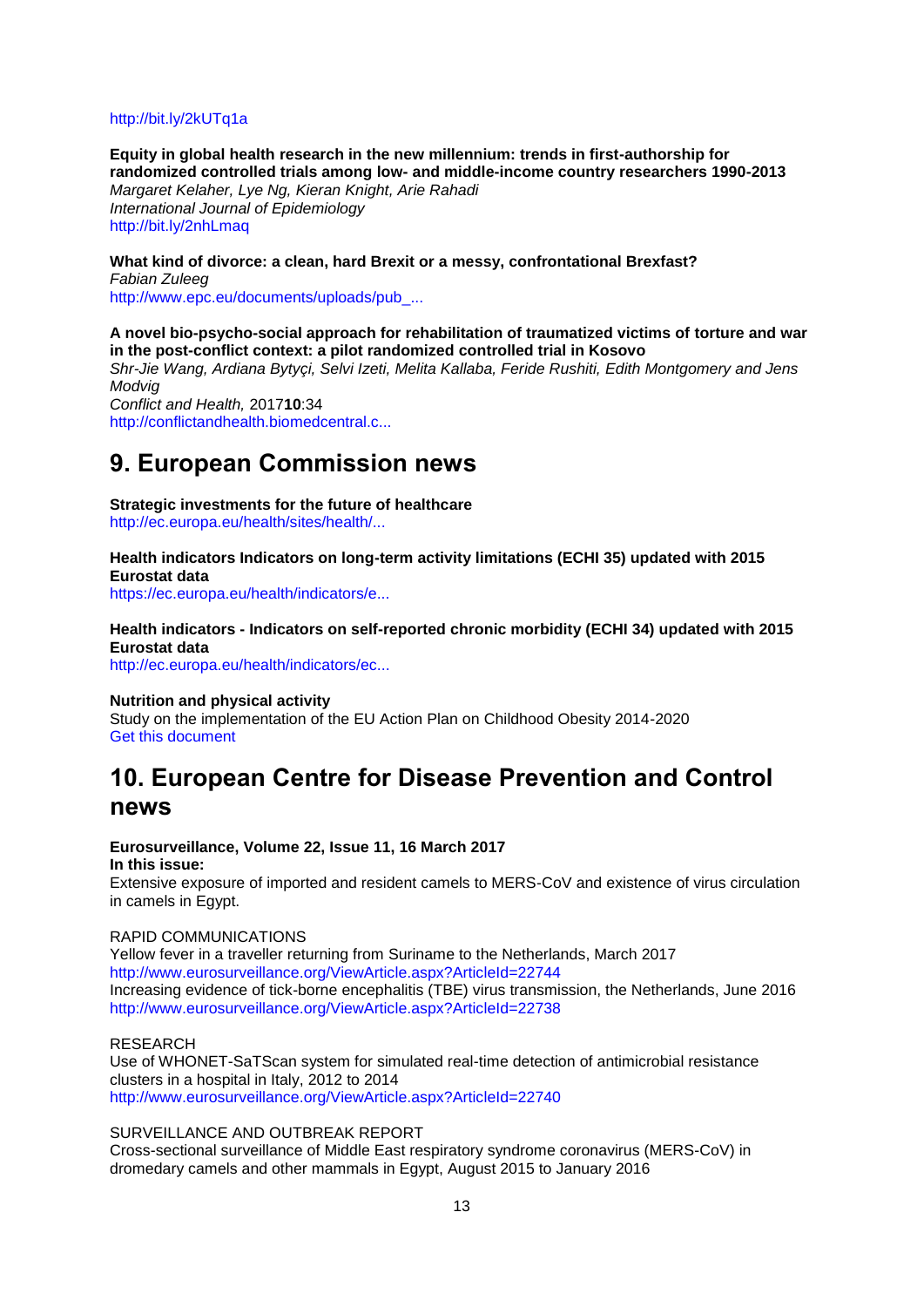http://bit.ly/2kUTq1a

**Equity in global health research in the new millennium: trends in first-authorship for randomized controlled trials among low- and middle-income country researchers 1990-2013**
*Margaret Kelaher, Lye Ng, Kieran Knight, Arie Rahadi*
*International Journal of Epidemiology*
http://bit.ly/2nhLmaq

**What kind of divorce: a clean, hard Brexit or a messy, confrontational Brexfast?**
*Fabian Zuleeg*
http://www.epc.eu/documents/uploads/pub_...

**A novel bio-psycho-social approach for rehabilitation of traumatized victims of torture and war in the post-conflict context: a pilot randomized controlled trial in Kosovo**
*Shr-Jie Wang, Ardiana Bytyçi, Selvi Izeti, Melita Kallaba, Feride Rushiti, Edith Montgomery and Jens Modvig*
*Conflict and Health,* 2017**10**:34
http://conflictandhealth.biomedcentral.c...

# 9. European Commission news

**Strategic investments for the future of healthcare**
http://ec.europa.eu/health/sites/health/...

**Health indicators Indicators on long-term activity limitations (ECHI 35) updated with 2015 Eurostat data**
https://ec.europa.eu/health/indicators/e...

**Health indicators - Indicators on self-reported chronic morbidity (ECHI 34) updated with 2015 Eurostat data**
http://ec.europa.eu/health/indicators/ec...

**Nutrition and physical activity**
Study on the implementation of the EU Action Plan on Childhood Obesity 2014-2020
Get this document

# 10. European Centre for Disease Prevention and Control news

**Eurosurveillance, Volume 22, Issue 11, 16 March 2017**
**In this issue:**
Extensive exposure of imported and resident camels to MERS-CoV and existence of virus circulation in camels in Egypt.

RAPID COMMUNICATIONS
Yellow fever in a traveller returning from Suriname to the Netherlands, March 2017
http://www.eurosurveillance.org/ViewArticle.aspx?ArticleId=22744
Increasing evidence of tick-borne encephalitis (TBE) virus transmission, the Netherlands, June 2016
http://www.eurosurveillance.org/ViewArticle.aspx?ArticleId=22738

RESEARCH
Use of WHONET-SaTScan system for simulated real-time detection of antimicrobial resistance clusters in a hospital in Italy, 2012 to 2014
http://www.eurosurveillance.org/ViewArticle.aspx?ArticleId=22740

SURVEILLANCE AND OUTBREAK REPORT
Cross-sectional surveillance of Middle East respiratory syndrome coronavirus (MERS-CoV) in dromedary camels and other mammals in Egypt, August 2015 to January 2016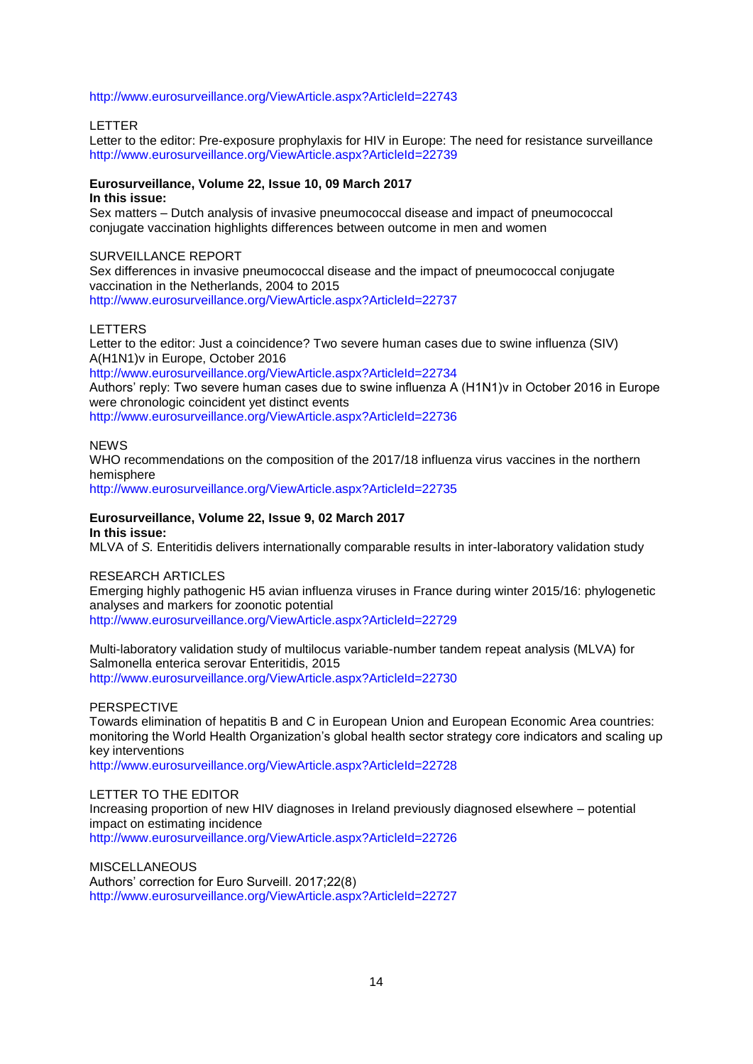http://www.eurosurveillance.org/ViewArticle.aspx?ArticleId=22743

LETTER
Letter to the editor: Pre-exposure prophylaxis for HIV in Europe: The need for resistance surveillance
http://www.eurosurveillance.org/ViewArticle.aspx?ArticleId=22739

**Eurosurveillance, Volume 22, Issue 10, 09 March 2017**
**In this issue:**
Sex matters – Dutch analysis of invasive pneumococcal disease and impact of pneumococcal conjugate vaccination highlights differences between outcome in men and women

SURVEILLANCE REPORT
Sex differences in invasive pneumococcal disease and the impact of pneumococcal conjugate vaccination in the Netherlands, 2004 to 2015
http://www.eurosurveillance.org/ViewArticle.aspx?ArticleId=22737

LETTERS
Letter to the editor: Just a coincidence? Two severe human cases due to swine influenza (SIV) A(H1N1)v in Europe, October 2016
http://www.eurosurveillance.org/ViewArticle.aspx?ArticleId=22734
Authors' reply: Two severe human cases due to swine influenza A (H1N1)v in October 2016 in Europe were chronologic coincident yet distinct events
http://www.eurosurveillance.org/ViewArticle.aspx?ArticleId=22736

NEWS
WHO recommendations on the composition of the 2017/18 influenza virus vaccines in the northern hemisphere
http://www.eurosurveillance.org/ViewArticle.aspx?ArticleId=22735

**Eurosurveillance, Volume 22, Issue 9, 02 March 2017**
**In this issue:**
MLVA of *S.* Enteritidis delivers internationally comparable results in inter-laboratory validation study

RESEARCH ARTICLES
Emerging highly pathogenic H5 avian influenza viruses in France during winter 2015/16: phylogenetic analyses and markers for zoonotic potential
http://www.eurosurveillance.org/ViewArticle.aspx?ArticleId=22729

Multi-laboratory validation study of multilocus variable-number tandem repeat analysis (MLVA) for Salmonella enterica serovar Enteritidis, 2015
http://www.eurosurveillance.org/ViewArticle.aspx?ArticleId=22730

PERSPECTIVE
Towards elimination of hepatitis B and C in European Union and European Economic Area countries: monitoring the World Health Organization's global health sector strategy core indicators and scaling up key interventions
http://www.eurosurveillance.org/ViewArticle.aspx?ArticleId=22728

LETTER TO THE EDITOR
Increasing proportion of new HIV diagnoses in Ireland previously diagnosed elsewhere – potential impact on estimating incidence
http://www.eurosurveillance.org/ViewArticle.aspx?ArticleId=22726

MISCELLANEOUS
Authors' correction for Euro Surveill. 2017;22(8)
http://www.eurosurveillance.org/ViewArticle.aspx?ArticleId=22727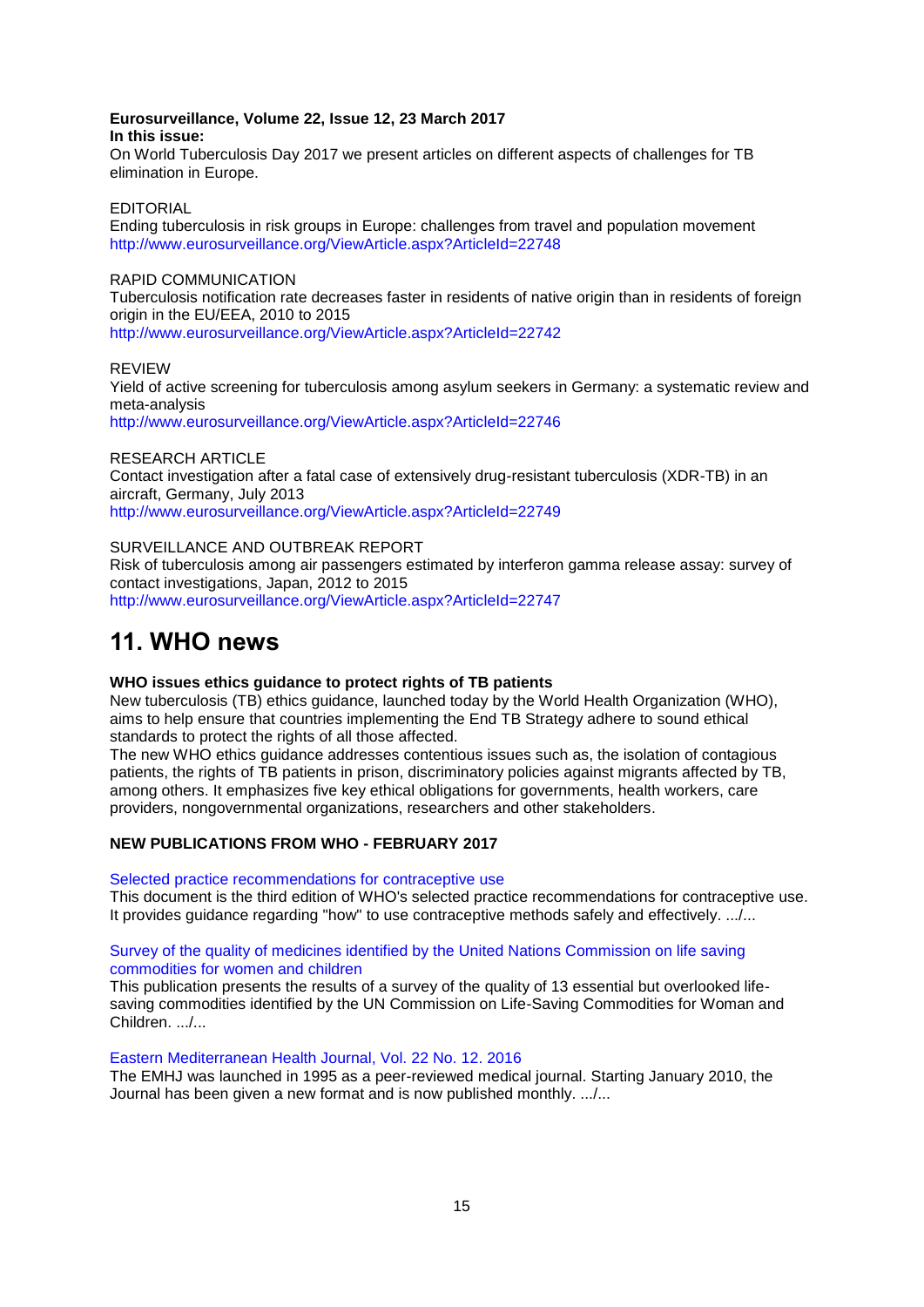**Eurosurveillance, Volume 22, Issue 12, 23 March 2017**
**In this issue:**
On World Tuberculosis Day 2017 we present articles on different aspects of challenges for TB elimination in Europe.

EDITORIAL
Ending tuberculosis in risk groups in Europe: challenges from travel and population movement
http://www.eurosurveillance.org/ViewArticle.aspx?ArticleId=22748

RAPID COMMUNICATION
Tuberculosis notification rate decreases faster in residents of native origin than in residents of foreign origin in the EU/EEA, 2010 to 2015
http://www.eurosurveillance.org/ViewArticle.aspx?ArticleId=22742

REVIEW
Yield of active screening for tuberculosis among asylum seekers in Germany: a systematic review and meta-analysis
http://www.eurosurveillance.org/ViewArticle.aspx?ArticleId=22746

RESEARCH ARTICLE
Contact investigation after a fatal case of extensively drug-resistant tuberculosis (XDR-TB) in an aircraft, Germany, July 2013
http://www.eurosurveillance.org/ViewArticle.aspx?ArticleId=22749

SURVEILLANCE AND OUTBREAK REPORT
Risk of tuberculosis among air passengers estimated by interferon gamma release assay: survey of contact investigations, Japan, 2012 to 2015
http://www.eurosurveillance.org/ViewArticle.aspx?ArticleId=22747

# 11. WHO news

**WHO issues ethics guidance to protect rights of TB patients**
New tuberculosis (TB) ethics guidance, launched today by the World Health Organization (WHO), aims to help ensure that countries implementing the End TB Strategy adhere to sound ethical standards to protect the rights of all those affected.
The new WHO ethics guidance addresses contentious issues such as, the isolation of contagious patients, the rights of TB patients in prison, discriminatory policies against migrants affected by TB, among others. It emphasizes five key ethical obligations for governments, health workers, care providers, nongovernmental organizations, researchers and other stakeholders.

**NEW PUBLICATIONS FROM WHO - FEBRUARY 2017**

Selected practice recommendations for contraceptive use
This document is the third edition of WHO's selected practice recommendations for contraceptive use. It provides guidance regarding "how" to use contraceptive methods safely and effectively. .../...

Survey of the quality of medicines identified by the United Nations Commission on life saving commodities for women and children
This publication presents the results of a survey of the quality of 13 essential but overlooked life-saving commodities identified by the UN Commission on Life-Saving Commodities for Woman and Children. .../...

Eastern Mediterranean Health Journal, Vol. 22 No. 12. 2016
The EMHJ was launched in 1995 as a peer-reviewed medical journal. Starting January 2010, the Journal has been given a new format and is now published monthly. .../...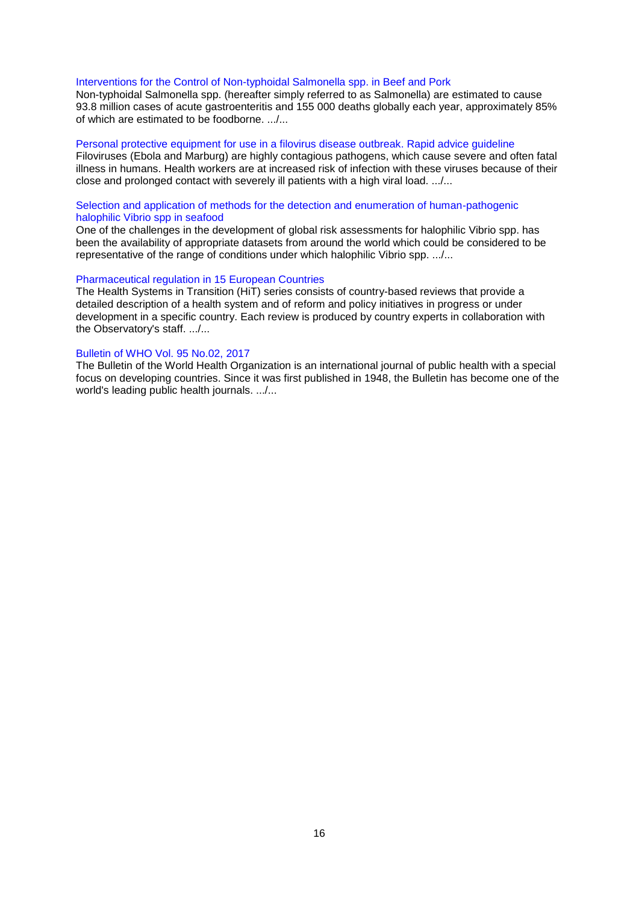Interventions for the Control of Non-typhoidal Salmonella spp. in Beef and Pork

Non-typhoidal Salmonella spp. (hereafter simply referred to as Salmonella) are estimated to cause 93.8 million cases of acute gastroenteritis and 155 000 deaths globally each year, approximately 85% of which are estimated to be foodborne. .../...

Personal protective equipment for use in a filovirus disease outbreak. Rapid advice guideline

Filoviruses (Ebola and Marburg) are highly contagious pathogens, which cause severe and often fatal illness in humans. Health workers are at increased risk of infection with these viruses because of their close and prolonged contact with severely ill patients with a high viral load. .../...

Selection and application of methods for the detection and enumeration of human-pathogenic halophilic Vibrio spp in seafood

One of the challenges in the development of global risk assessments for halophilic Vibrio spp. has been the availability of appropriate datasets from around the world which could be considered to be representative of the range of conditions under which halophilic Vibrio spp. .../...

Pharmaceutical regulation in 15 European Countries

The Health Systems in Transition (HiT) series consists of country-based reviews that provide a detailed description of a health system and of reform and policy initiatives in progress or under development in a specific country. Each review is produced by country experts in collaboration with the Observatory's staff. .../...

Bulletin of WHO Vol. 95 No.02, 2017

The Bulletin of the World Health Organization is an international journal of public health with a special focus on developing countries. Since it was first published in 1948, the Bulletin has become one of the world's leading public health journals. .../...